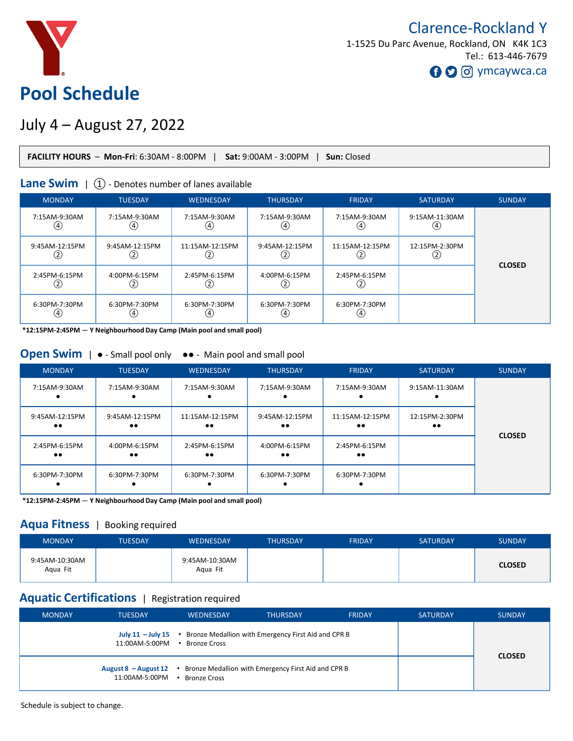Clarence-Rockland Y
1-1525 Du Parc Avenue, Rockland, ON K4K 1C3
Tel.: 613-446-7679
ymcaywca.ca

# Pool Schedule

## July 4 – August 27, 2022

**FACILITY HOURS** – **Mon-Fri**: 6:30AM - 8:00PM | **Sat:** 9:00AM - 3:00PM | **Sun:** Closed

### Lane Swim | ① - Denotes number of lanes available

| MONDAY | TUESDAY | WEDNESDAY | THURSDAY | FRIDAY | SATURDAY | SUNDAY |
|---|---|---|---|---|---|---|
| 7:15AM-9:30AM ④ | 7:15AM-9:30AM ④ | 7:15AM-9:30AM ④ | 7:15AM-9:30AM ④ | 7:15AM-9:30AM ④ | 9:15AM-11:30AM ④ | CLOSED |
| 9:45AM-12:15PM ② | 9:45AM-12:15PM ② | 11:15AM-12:15PM ② | 9:45AM-12:15PM ② | 11:15AM-12:15PM ② | 12:15PM-2:30PM ② | |
| 2:45PM-6:15PM ② | 4:00PM-6:15PM ② | 2:45PM-6:15PM ② | 4:00PM-6:15PM ② | 2:45PM-6:15PM ② | | |
| 6:30PM-7:30PM ④ | 6:30PM-7:30PM ④ | 6:30PM-7:30PM ④ | 6:30PM-7:30PM ④ | 6:30PM-7:30PM ④ | | |

**\*12:15PM-2:45PM — Y Neighbourhood Day Camp (Main pool and small pool)**

### Open Swim | ● - Small pool only ●● - Main pool and small pool

| MONDAY | TUESDAY | WEDNESDAY | THURSDAY | FRIDAY | SATURDAY | SUNDAY |
|---|---|---|---|---|---|---|
| 7:15AM-9:30AM ● | 7:15AM-9:30AM ● | 7:15AM-9:30AM ● | 7:15AM-9:30AM ● | 7:15AM-9:30AM ● | 9:15AM-11:30AM ● | CLOSED |
| 9:45AM-12:15PM ●● | 9:45AM-12:15PM ●● | 11:15AM-12:15PM ●● | 9:45AM-12:15PM ●● | 11:15AM-12:15PM ●● | 12:15PM-2:30PM ●● | |
| 2:45PM-6:15PM ●● | 4:00PM-6:15PM ●● | 2:45PM-6:15PM ●● | 4:00PM-6:15PM ●● | 2:45PM-6:15PM ●● | | |
| 6:30PM-7:30PM ● | 6:30PM-7:30PM ● | 6:30PM-7:30PM ● | 6:30PM-7:30PM ● | 6:30PM-7:30PM ● | | |

**\*12:15PM-2:45PM — Y Neighbourhood Day Camp (Main pool and small pool)**

### Aqua Fitness | Booking required

| MONDAY | TUESDAY | WEDNESDAY | THURSDAY | FRIDAY | SATURDAY | SUNDAY |
|---|---|---|---|---|---|---|
| 9:45AM-10:30AM Aqua Fit | | 9:45AM-10:30AM Aqua Fit | | | | CLOSED |

### Aquatic Certifications | Registration required

| MONDAY – FRIDAY | | SATURDAY | SUNDAY |
|---|---|---|---|
| **July 11 – July 15** 11:00AM-5:00PM | • Bronze Medallion with Emergency First Aid and CPR B • Bronze Cross | | CLOSED |
| **August 8 – August 12** 11:00AM-5:00PM | • Bronze Medallion with Emergency First Aid and CPR B • Bronze Cross | | |

Schedule is subject to change.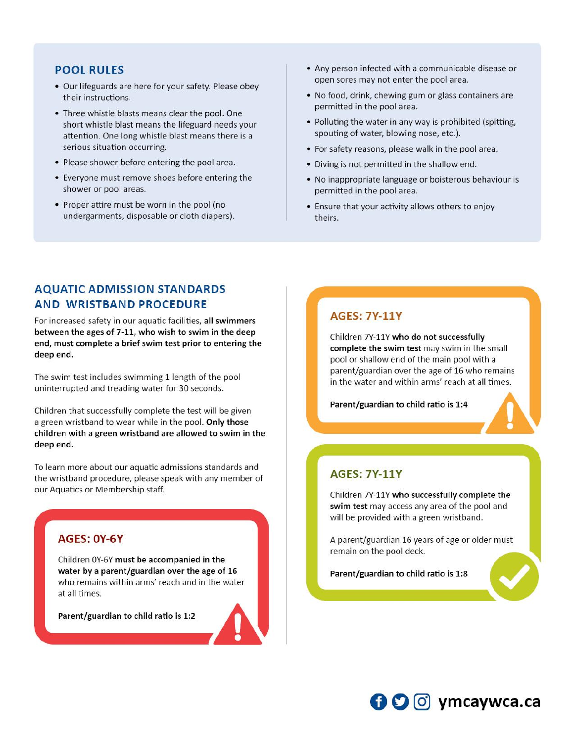## POOL RULES

- Our lifeguards are here for your safety. Please obey their instructions.
- Three whistle blasts means clear the pool. One short whistle blast means the lifeguard needs your attention. One long whistle blast means there is a serious situation occurring.
- Please shower before entering the pool area.
- Everyone must remove shoes before entering the shower or pool areas.
- Proper attire must be worn in the pool (no undergarments, disposable or cloth diapers).
- Any person infected with a communicable disease or open sores may not enter the pool area.
- No food, drink, chewing gum or glass containers are permitted in the pool area.
- Polluting the water in any way is prohibited (spitting, spouting of water, blowing nose, etc.).
- For safety reasons, please walk in the pool area.
- Diving is not permitted in the shallow end.
- No inappropriate language or boisterous behaviour is permitted in the pool area.
- Ensure that your activity allows others to enjoy theirs.

## AQUATIC ADMISSION STANDARDS AND WRISTBAND PROCEDURE

For increased safety in our aquatic facilities, **all swimmers between the ages of 7-11, who wish to swim in the deep end, must complete a brief swim test prior to entering the deep end.**

The swim test includes swimming 1 length of the pool uninterrupted and treading water for 30 seconds.

Children that successfully complete the test will be given a green wristband to wear while in the pool. **Only those children with a green wristband are allowed to swim in the deep end.**

To learn more about our aquatic admissions standards and the wristband procedure, please speak with any member of our Aquatics or Membership staff.

### AGES: 0Y-6Y

Children 0Y-6Y **must be accompanied in the water by a parent/guardian over the age of 16** who remains within arms' reach and in the water at all times.

**Parent/guardian to child ratio is 1:2**

### AGES: 7Y-11Y

Children 7Y-11Y **who do not successfully complete the swim test** may swim in the small pool or shallow end of the main pool with a parent/guardian over the age of 16 who remains in the water and within arms' reach at all times.

**Parent/guardian to child ratio is 1:4**

### AGES: 7Y-11Y

Children 7Y-11Y **who successfully complete the swim test** may access any area of the pool and will be provided with a green wristband.

A parent/guardian 16 years of age or older must remain on the pool deck.

**Parent/guardian to child ratio is 1:8**

ymcaywca.ca